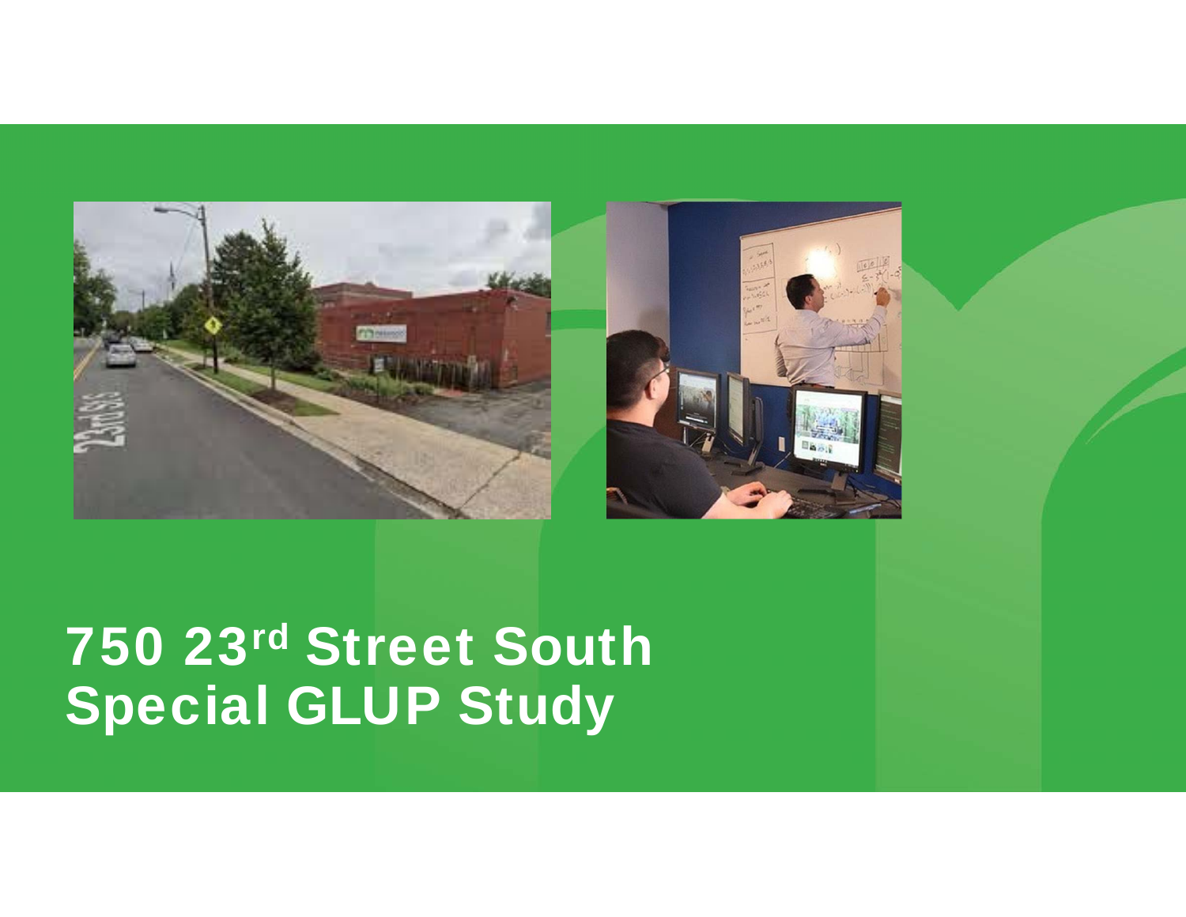# 750 23rd Street South Special GLUP Study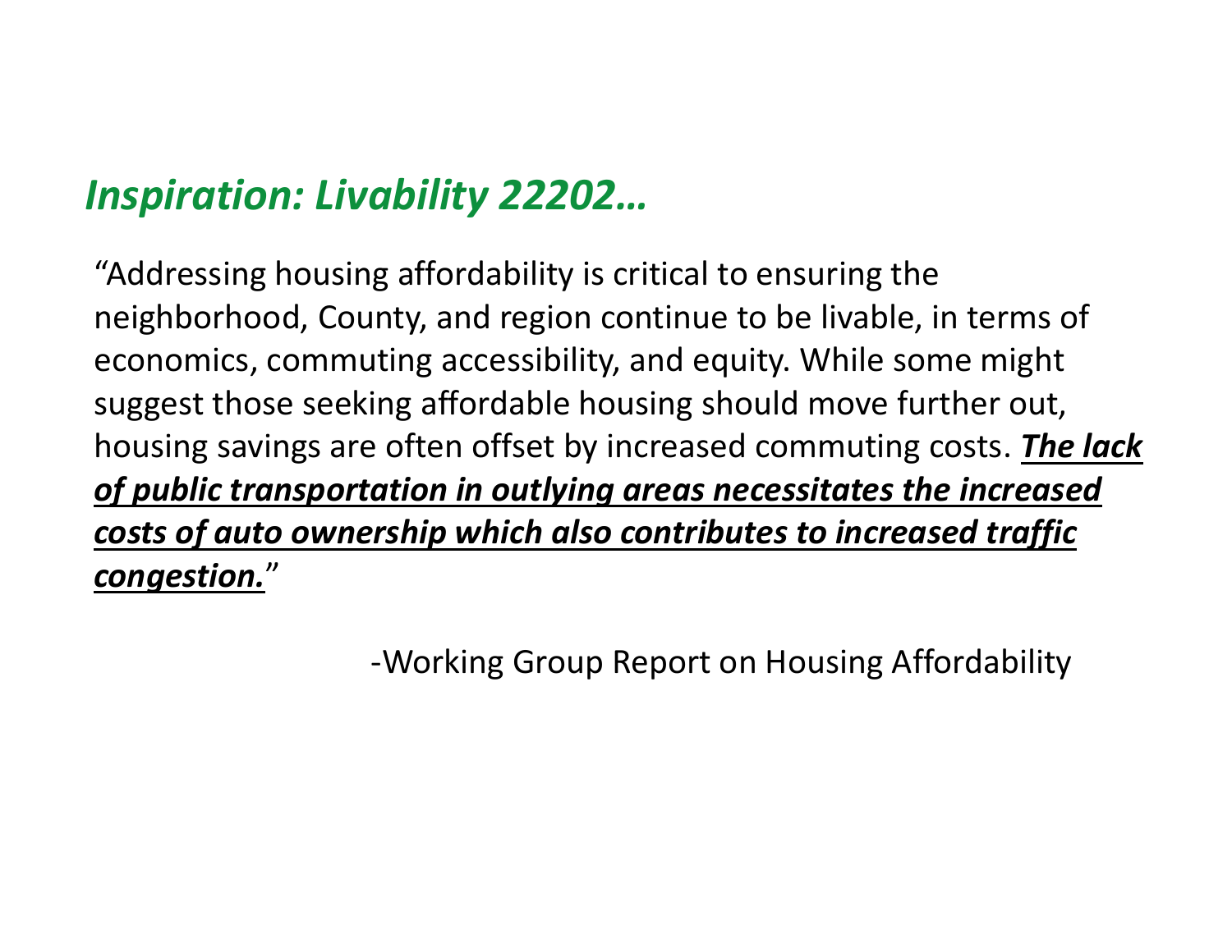## *Inspiration: Livability 22202…*

"Addressing housing affordability is critical to ensuring the neighborhood, County, and region continue to be livable, in terms of economics, commuting accessibility, and equity. While some might suggest those seeking affordable housing should move further out, housing savings are often offset by increased commuting costs. ***<u>The lack of public transportation in outlying areas necessitates the increased costs of auto ownership which also contributes to increased traffic congestion.</u>***"

-Working Group Report on Housing Affordability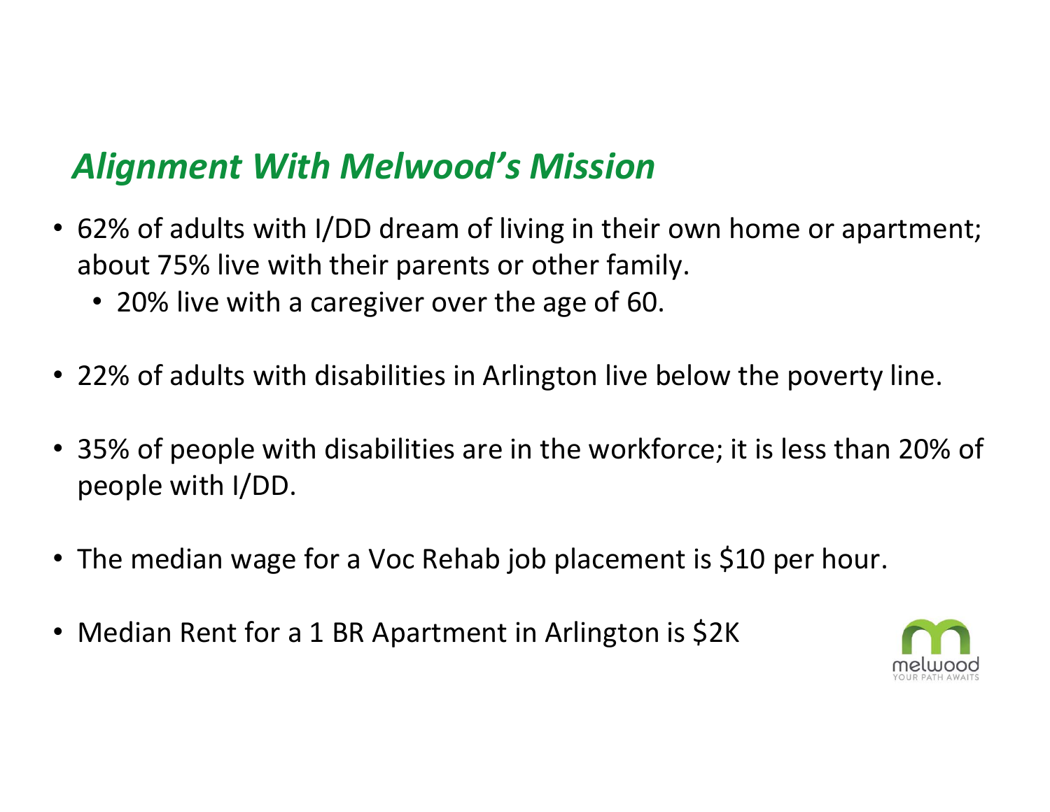## *Alignment With Melwood's Mission*

- 62% of adults with I/DD dream of living in their own home or apartment; about 75% live with their parents or other family.
  - 20% live with a caregiver over the age of 60.
- 22% of adults with disabilities in Arlington live below the poverty line.
- 35% of people with disabilities are in the workforce; it is less than 20% of people with I/DD.
- The median wage for a Voc Rehab job placement is $10 per hour.
- Median Rent for a 1 BR Apartment in Arlington is $2K

melwood
YOUR PATH AWAITS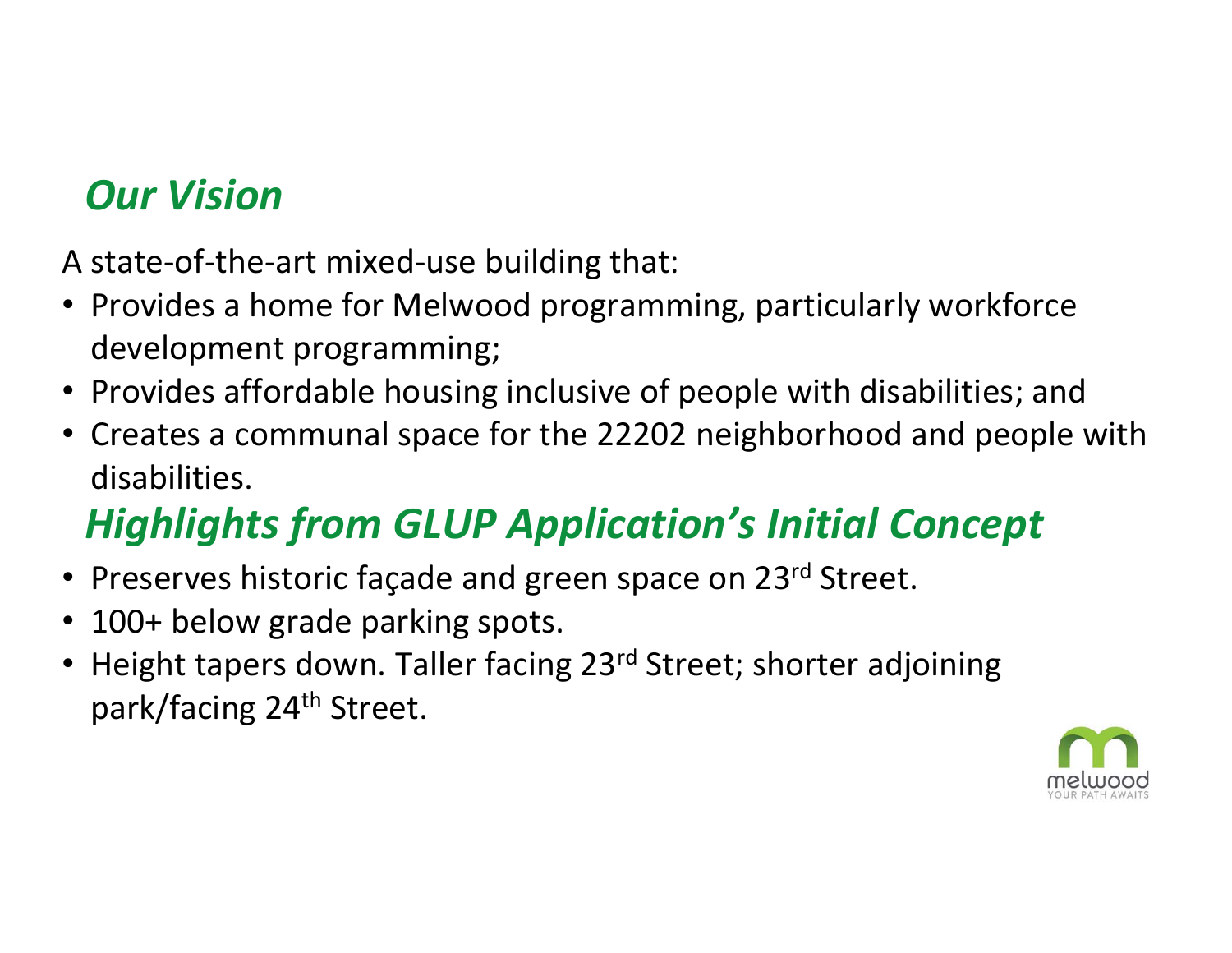## *Our Vision*

A state-of-the-art mixed-use building that:

- Provides a home for Melwood programming, particularly workforce development programming;
- Provides affordable housing inclusive of people with disabilities; and
- Creates a communal space for the 22202 neighborhood and people with disabilities.

## *Highlights from GLUP Application's Initial Concept*

- Preserves historic façade and green space on 23rd Street.
- 100+ below grade parking spots.
- Height tapers down. Taller facing 23rd Street; shorter adjoining park/facing 24th Street.

melwood
YOUR PATH AWAITS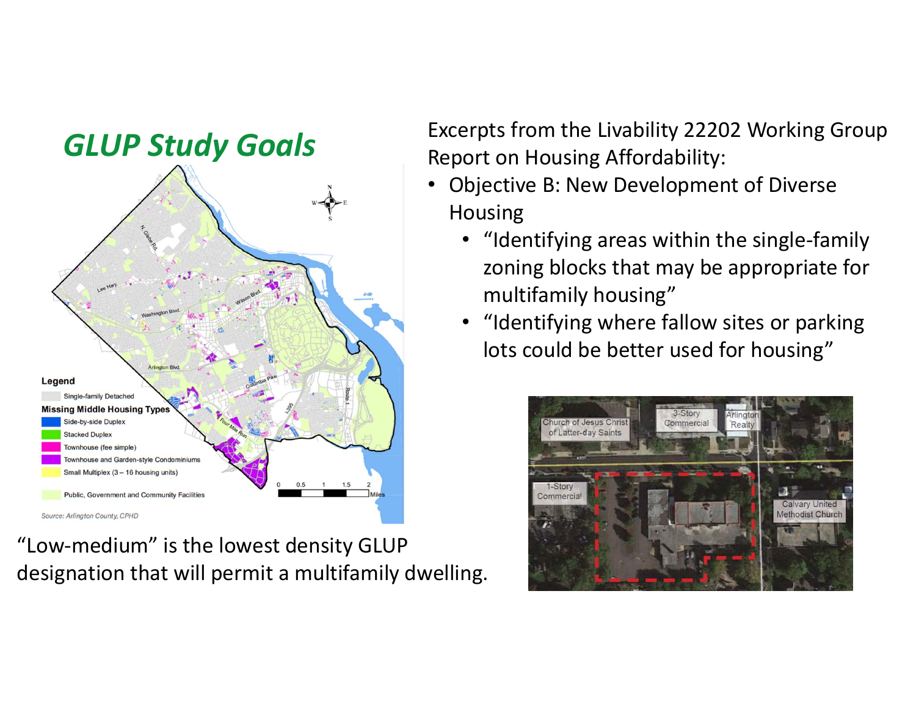## *GLUP Study Goals*

Excerpts from the Livability 22202 Working Group Report on Housing Affordability:

- Objective B: New Development of Diverse Housing
  - "Identifying areas within the single-family zoning blocks that may be appropriate for multifamily housing"
  - "Identifying where fallow sites or parking lots could be better used for housing"

"Low-medium" is the lowest density GLUP designation that will permit a multifamily dwelling.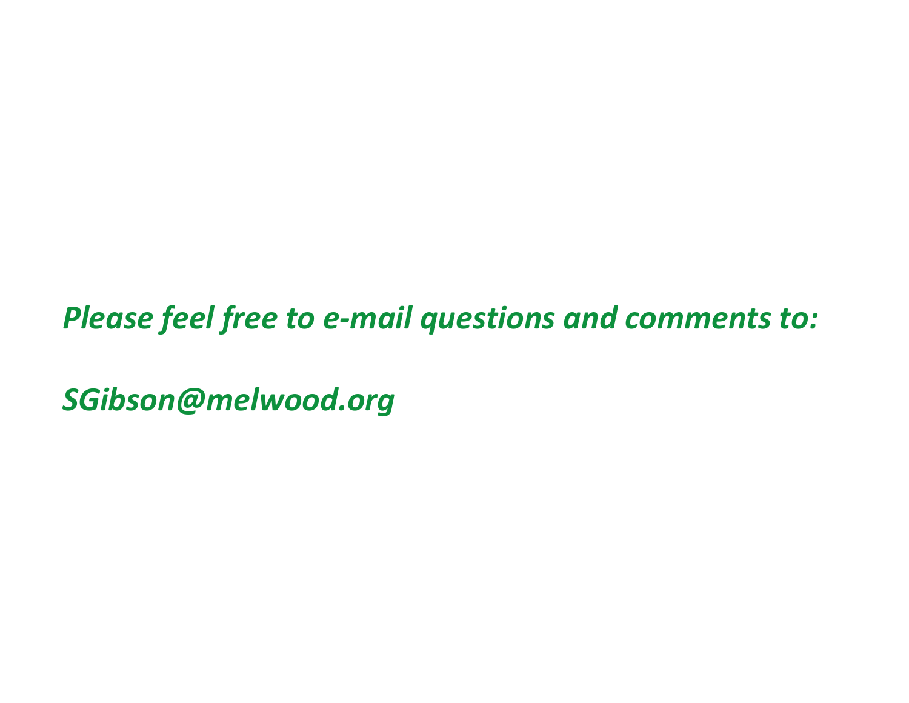***Please feel free to e-mail questions and comments to:***

***SGibson@melwood.org***